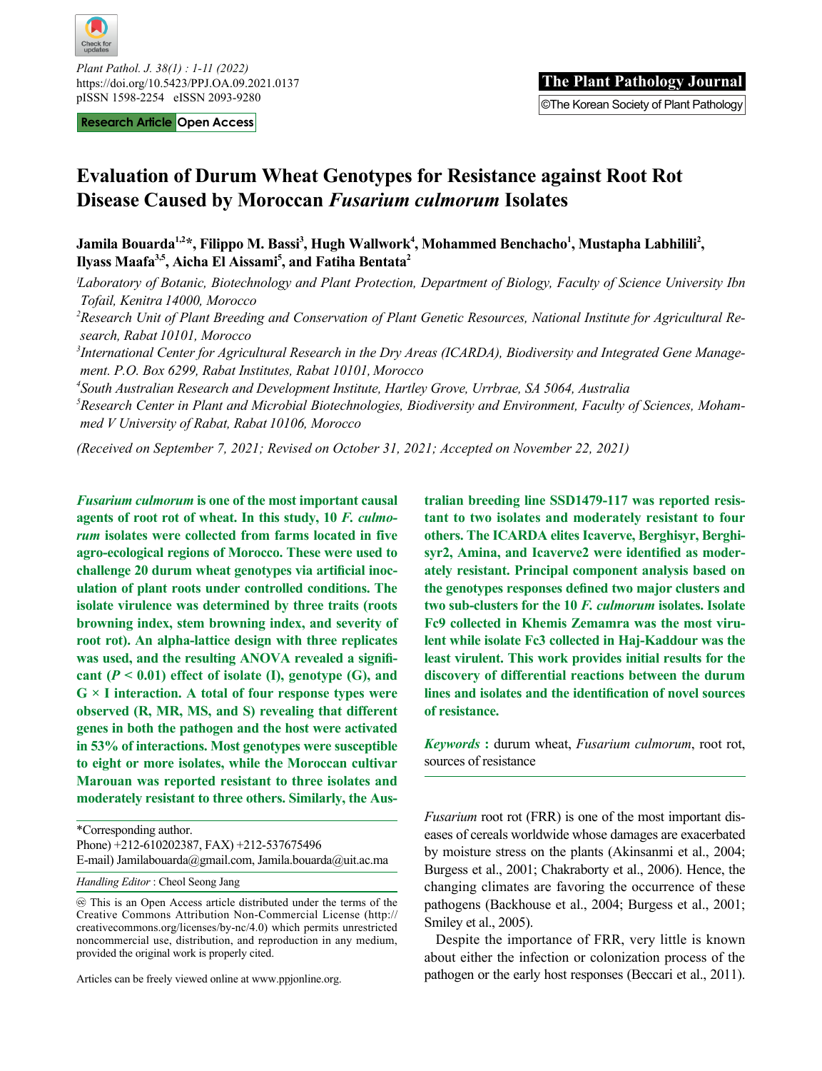Research Article | Open Access

# Evaluation of Durum Wheat Genotypes for Resistance against Root Rot Disease Caused by Moroccan *Fusarium culmorum* Isolates

**Jamila Bouarda[1,2]\*, Filippo M. Bassi[3], Hugh Wallwork[4], Mohammed Benchacho[1], Mustapha Labhilili[2], Ilyass Maafa[3,5], Aicha El Aissami[5], and Fatiha Bentata[2]**

*[1]Laboratory of Botanic, Biotechnology and Plant Protection, Department of Biology, Faculty of Science University Ibn Tofail, Kenitra 14000, Morocco*

*[2]Research Unit of Plant Breeding and Conservation of Plant Genetic Resources, National Institute for Agricultural Research, Rabat 10101, Morocco*

*[3]International Center for Agricultural Research in the Dry Areas (ICARDA), Biodiversity and Integrated Gene Management. P.O. Box 6299, Rabat Institutes, Rabat 10101, Morocco*

*[4]South Australian Research and Development Institute, Hartley Grove, Urrbrae, SA 5064, Australia*

*[5]Research Center in Plant and Microbial Biotechnologies, Biodiversity and Environment, Faculty of Sciences, Mohammed V University of Rabat, Rabat 10106, Morocco*

*(Received on September 7, 2021; Revised on October 31, 2021; Accepted on November 22, 2021)*

***Fusarium culmorum*** **is one of the most important causal agents of root rot of wheat. In this study, 10** ***F. culmorum*** **isolates were collected from farms located in five agro-ecological regions of Morocco. These were used to challenge 20 durum wheat genotypes via artificial inoculation of plant roots under controlled conditions. The isolate virulence was determined by three traits (roots browning index, stem browning index, and severity of root rot). An alpha-lattice design with three replicates was used, and the resulting ANOVA revealed a significant (*****$P < 0.01$*****) effect of isolate (I), genotype (G), and G × I interaction. A total of four response types were observed (R, MR, MS, and S) revealing that different genes in both the pathogen and the host were activated in 53% of interactions. Most genotypes were susceptible to eight or more isolates, while the Moroccan cultivar Marouan was reported resistant to three isolates and moderately resistant to three others. Similarly, the Australian breeding line SSD1479-117 was reported resistant to two isolates and moderately resistant to four others. The ICARDA elites Icaverve, Berghisyr, Berghisyr2, Amina, and Icaverve2 were identified as moderately resistant. Principal component analysis based on the genotypes responses defined two major clusters and two sub-clusters for the 10** ***F. culmorum*** **isolates. Isolate Fc9 collected in Khemis Zemamra was the most virulent while isolate Fc3 collected in Haj-Kaddour was the least virulent. This work provides initial results for the discovery of differential reactions between the durum lines and isolates and the identification of novel sources of resistance.**

***Keywords*** **:** durum wheat, *Fusarium culmorum*, root rot, sources of resistance

*Corresponding author.
Phone) +212-610202387, FAX) +212-537675496
E-mail) Jamilabouarda@gmail.com, Jamila.bouarda@uit.ac.ma

*Handling Editor* : Cheol Seong Jang

This is an Open Access article distributed under the terms of the Creative Commons Attribution Non-Commercial License (http://creativecommons.org/licenses/by-nc/4.0) which permits unrestricted noncommercial use, distribution, and reproduction in any medium, provided the original work is properly cited.

Articles can be freely viewed online at www.ppjonline.org.

*Fusarium* root rot (FRR) is one of the most important diseases of cereals worldwide whose damages are exacerbated by moisture stress on the plants (Akinsanmi et al., 2004; Burgess et al., 2001; Chakraborty et al., 2006). Hence, the changing climates are favoring the occurrence of these pathogens (Backhouse et al., 2004; Burgess et al., 2001; Smiley et al., 2005).

Despite the importance of FRR, very little is known about either the infection or colonization process of the pathogen or the early host responses (Beccari et al., 2011).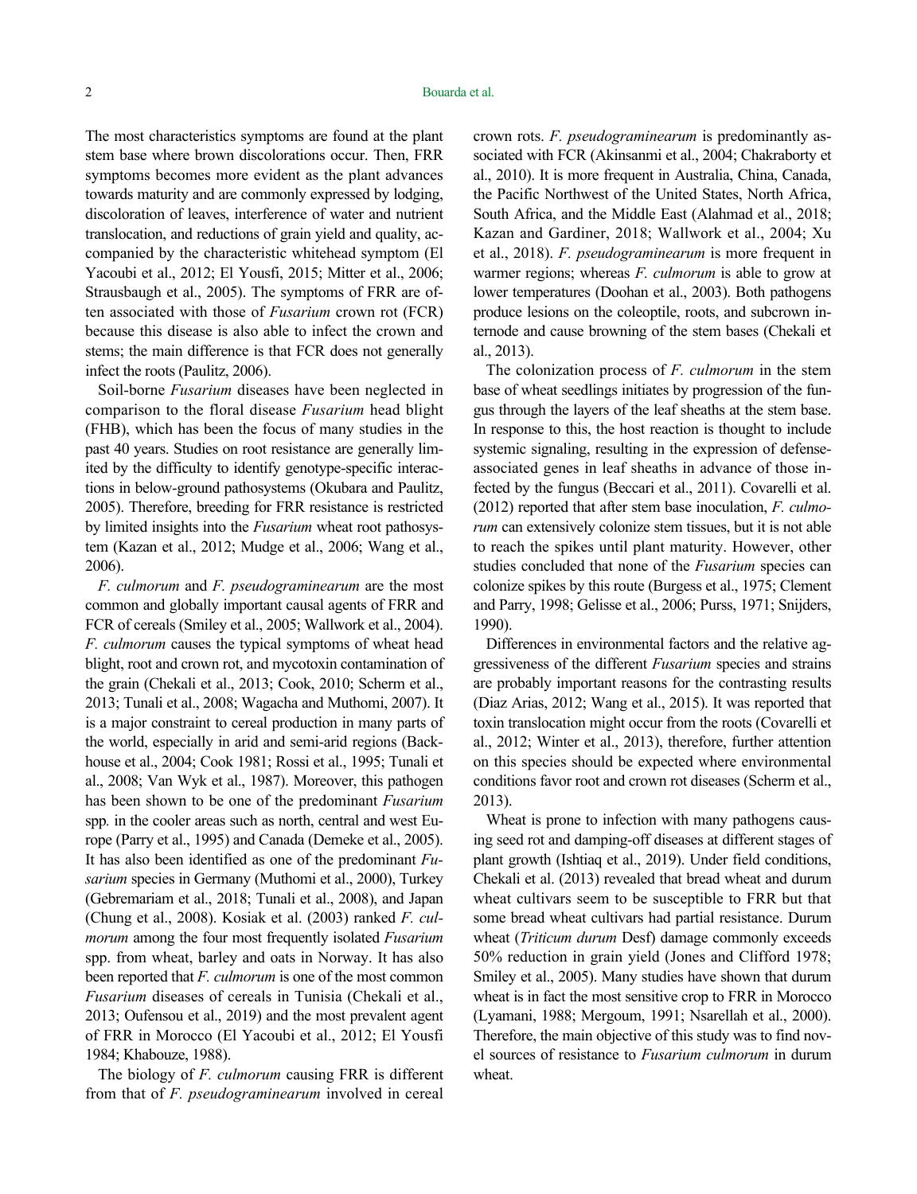The most characteristics symptoms are found at the plant stem base where brown discolorations occur. Then, FRR symptoms becomes more evident as the plant advances towards maturity and are commonly expressed by lodging, discoloration of leaves, interference of water and nutrient translocation, and reductions of grain yield and quality, accompanied by the characteristic whitehead symptom (El Yacoubi et al., 2012; El Yousfi, 2015; Mitter et al., 2006; Strausbaugh et al., 2005). The symptoms of FRR are often associated with those of *Fusarium* crown rot (FCR) because this disease is also able to infect the crown and stems; the main difference is that FCR does not generally infect the roots (Paulitz, 2006).

Soil-borne *Fusarium* diseases have been neglected in comparison to the floral disease *Fusarium* head blight (FHB), which has been the focus of many studies in the past 40 years. Studies on root resistance are generally limited by the difficulty to identify genotype-specific interactions in below-ground pathosystems (Okubara and Paulitz, 2005). Therefore, breeding for FRR resistance is restricted by limited insights into the *Fusarium* wheat root pathosystem (Kazan et al., 2012; Mudge et al., 2006; Wang et al., 2006).

*F. culmorum* and *F. pseudograminearum* are the most common and globally important causal agents of FRR and FCR of cereals (Smiley et al., 2005; Wallwork et al., 2004). *F. culmorum* causes the typical symptoms of wheat head blight, root and crown rot, and mycotoxin contamination of the grain (Chekali et al., 2013; Cook, 2010; Scherm et al., 2013; Tunali et al., 2008; Wagacha and Muthomi, 2007). It is a major constraint to cereal production in many parts of the world, especially in arid and semi-arid regions (Backhouse et al., 2004; Cook 1981; Rossi et al., 1995; Tunali et al., 2008; Van Wyk et al., 1987). Moreover, this pathogen has been shown to be one of the predominant *Fusarium* spp. in the cooler areas such as north, central and west Europe (Parry et al., 1995) and Canada (Demeke et al., 2005). It has also been identified as one of the predominant *Fusarium* species in Germany (Muthomi et al., 2000), Turkey (Gebremariam et al., 2018; Tunali et al., 2008), and Japan (Chung et al., 2008). Kosiak et al. (2003) ranked *F. culmorum* among the four most frequently isolated *Fusarium* spp. from wheat, barley and oats in Norway. It has also been reported that *F. culmorum* is one of the most common *Fusarium* diseases of cereals in Tunisia (Chekali et al., 2013; Oufensou et al., 2019) and the most prevalent agent of FRR in Morocco (El Yacoubi et al., 2012; El Yousfi 1984; Khabouze, 1988).

The biology of *F. culmorum* causing FRR is different from that of *F. pseudograminearum* involved in cereal crown rots. *F. pseudograminearum* is predominantly associated with FCR (Akinsanmi et al., 2004; Chakraborty et al., 2010). It is more frequent in Australia, China, Canada, the Pacific Northwest of the United States, North Africa, South Africa, and the Middle East (Alahmad et al., 2018; Kazan and Gardiner, 2018; Wallwork et al., 2004; Xu et al., 2018). *F. pseudograminearum* is more frequent in warmer regions; whereas *F. culmorum* is able to grow at lower temperatures (Doohan et al., 2003). Both pathogens produce lesions on the coleoptile, roots, and subcrown internode and cause browning of the stem bases (Chekali et al., 2013).

The colonization process of *F. culmorum* in the stem base of wheat seedlings initiates by progression of the fungus through the layers of the leaf sheaths at the stem base. In response to this, the host reaction is thought to include systemic signaling, resulting in the expression of defense-associated genes in leaf sheaths in advance of those infected by the fungus (Beccari et al., 2011). Covarelli et al. (2012) reported that after stem base inoculation, *F. culmorum* can extensively colonize stem tissues, but it is not able to reach the spikes until plant maturity. However, other studies concluded that none of the *Fusarium* species can colonize spikes by this route (Burgess et al., 1975; Clement and Parry, 1998; Gelisse et al., 2006; Purss, 1971; Snijders, 1990).

Differences in environmental factors and the relative aggressiveness of the different *Fusarium* species and strains are probably important reasons for the contrasting results (Diaz Arias, 2012; Wang et al., 2015). It was reported that toxin translocation might occur from the roots (Covarelli et al., 2012; Winter et al., 2013), therefore, further attention on this species should be expected where environmental conditions favor root and crown rot diseases (Scherm et al., 2013).

Wheat is prone to infection with many pathogens causing seed rot and damping-off diseases at different stages of plant growth (Ishtiaq et al., 2019). Under field conditions, Chekali et al. (2013) revealed that bread wheat and durum wheat cultivars seem to be susceptible to FRR but that some bread wheat cultivars had partial resistance. Durum wheat (*Triticum durum* Desf) damage commonly exceeds 50% reduction in grain yield (Jones and Clifford 1978; Smiley et al., 2005). Many studies have shown that durum wheat is in fact the most sensitive crop to FRR in Morocco (Lyamani, 1988; Mergoum, 1991; Nsarellah et al., 2000). Therefore, the main objective of this study was to find novel sources of resistance to *Fusarium culmorum* in durum wheat.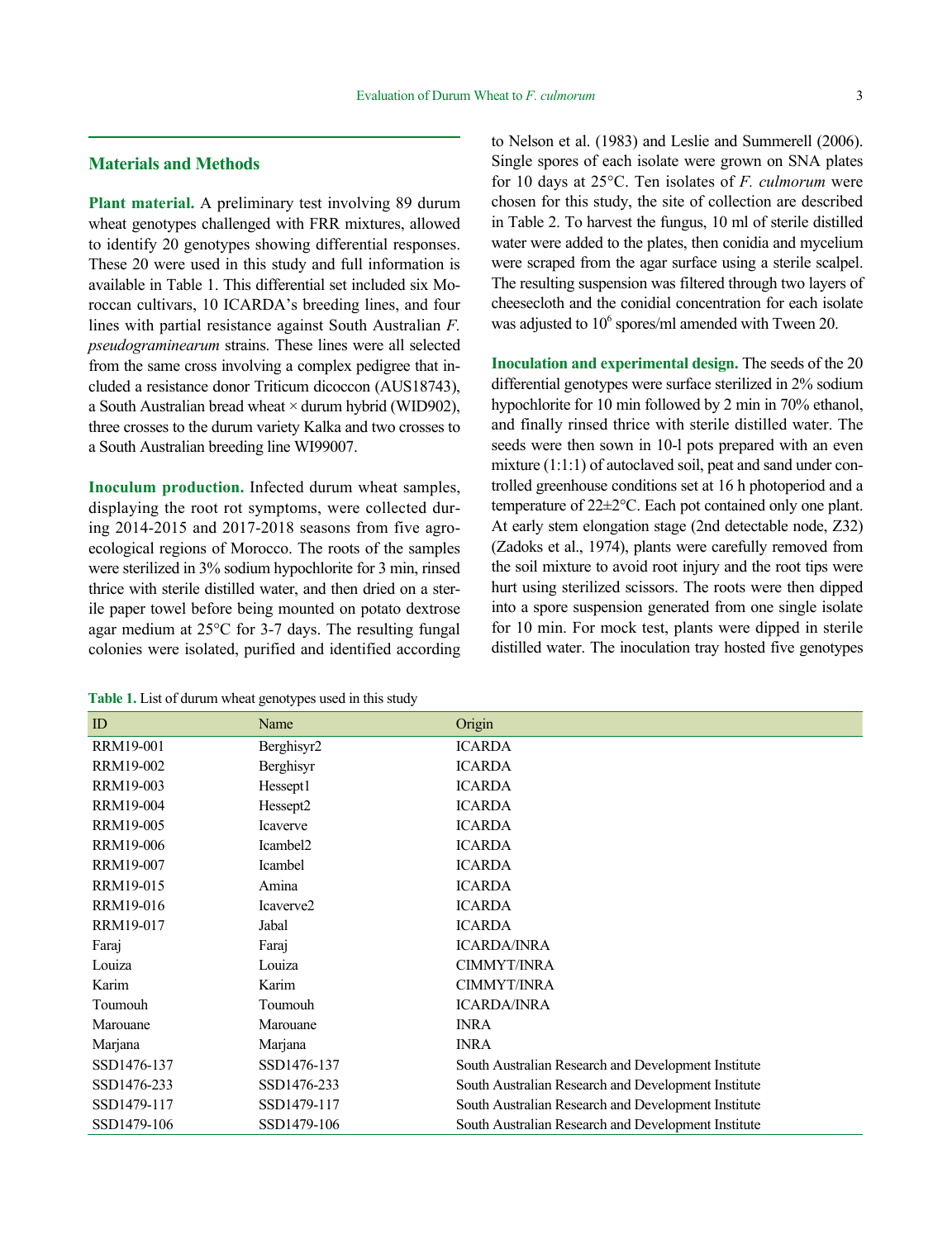## Materials and Methods

**Plant material.** A preliminary test involving 89 durum wheat genotypes challenged with FRR mixtures, allowed to identify 20 genotypes showing differential responses. These 20 were used in this study and full information is available in Table 1. This differential set included six Moroccan cultivars, 10 ICARDA's breeding lines, and four lines with partial resistance against South Australian *F. pseudograminearum* strains. These lines were all selected from the same cross involving a complex pedigree that included a resistance donor Triticum dicoccon (AUS18743), a South Australian bread wheat × durum hybrid (WID902), three crosses to the durum variety Kalka and two crosses to a South Australian breeding line WI99007.

**Inoculum production.** Infected durum wheat samples, displaying the root rot symptoms, were collected during 2014-2015 and 2017-2018 seasons from five agroecological regions of Morocco. The roots of the samples were sterilized in 3% sodium hypochlorite for 3 min, rinsed thrice with sterile distilled water, and then dried on a sterile paper towel before being mounted on potato dextrose agar medium at 25°C for 3-7 days. The resulting fungal colonies were isolated, purified and identified according to Nelson et al. (1983) and Leslie and Summerell (2006). Single spores of each isolate were grown on SNA plates for 10 days at 25°C. Ten isolates of *F. culmorum* were chosen for this study, the site of collection are described in Table 2. To harvest the fungus, 10 ml of sterile distilled water were added to the plates, then conidia and mycelium were scraped from the agar surface using a sterile scalpel. The resulting suspension was filtered through two layers of cheesecloth and the conidial concentration for each isolate was adjusted to $10^6$ spores/ml amended with Tween 20.

**Inoculation and experimental design.** The seeds of the 20 differential genotypes were surface sterilized in 2% sodium hypochlorite for 10 min followed by 2 min in 70% ethanol, and finally rinsed thrice with sterile distilled water. The seeds were then sown in 10-l pots prepared with an even mixture (1:1:1) of autoclaved soil, peat and sand under controlled greenhouse conditions set at 16 h photoperiod and a temperature of 22±2°C. Each pot contained only one plant. At early stem elongation stage (2nd detectable node, Z32) (Zadoks et al., 1974), plants were carefully removed from the soil mixture to avoid root injury and the root tips were hurt using sterilized scissors. The roots were then dipped into a spore suspension generated from one single isolate for 10 min. For mock test, plants were dipped in sterile distilled water. The inoculation tray hosted five genotypes

**Table 1.** List of durum wheat genotypes used in this study

| ID | Name | Origin |
|---|---|---|
| RRM19-001 | Berghisyr2 | ICARDA |
| RRM19-002 | Berghisyr | ICARDA |
| RRM19-003 | Hessept1 | ICARDA |
| RRM19-004 | Hessept2 | ICARDA |
| RRM19-005 | Icaverve | ICARDA |
| RRM19-006 | Icambel2 | ICARDA |
| RRM19-007 | Icambel | ICARDA |
| RRM19-015 | Amina | ICARDA |
| RRM19-016 | Icaverve2 | ICARDA |
| RRM19-017 | Jabal | ICARDA |
| Faraj | Faraj | ICARDA/INRA |
| Louiza | Louiza | CIMMYT/INRA |
| Karim | Karim | CIMMYT/INRA |
| Toumouh | Toumouh | ICARDA/INRA |
| Marouane | Marouane | INRA |
| Marjana | Marjana | INRA |
| SSD1476-137 | SSD1476-137 | South Australian Research and Development Institute |
| SSD1476-233 | SSD1476-233 | South Australian Research and Development Institute |
| SSD1479-117 | SSD1479-117 | South Australian Research and Development Institute |
| SSD1479-106 | SSD1479-106 | South Australian Research and Development Institute |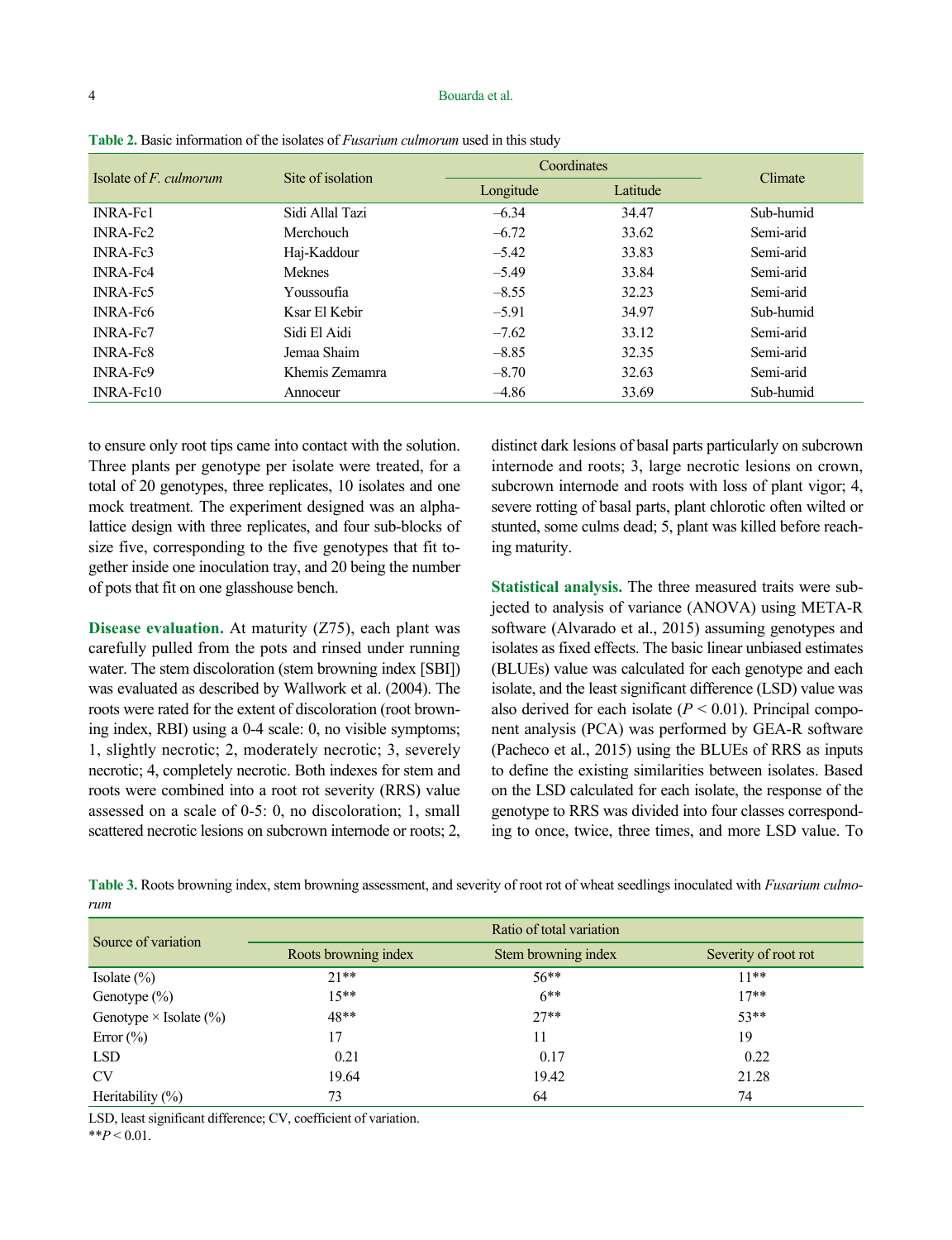**Table 2.** Basic information of the isolates of *Fusarium culmorum* used in this study

| Isolate of *F. culmorum* | Site of isolation | Coordinates | | Climate |
|---|---|---|---|---|
| | | Longitude | Latitude | |
| INRA-Fc1 | Sidi Allal Tazi | –6.34 | 34.47 | Sub-humid |
| INRA-Fc2 | Merchouch | –6.72 | 33.62 | Semi-arid |
| INRA-Fc3 | Haj-Kaddour | –5.42 | 33.83 | Semi-arid |
| INRA-Fc4 | Meknes | –5.49 | 33.84 | Semi-arid |
| INRA-Fc5 | Youssoufia | –8.55 | 32.23 | Semi-arid |
| INRA-Fc6 | Ksar El Kebir | –5.91 | 34.97 | Sub-humid |
| INRA-Fc7 | Sidi El Aidi | –7.62 | 33.12 | Semi-arid |
| INRA-Fc8 | Jemaa Shaim | –8.85 | 32.35 | Semi-arid |
| INRA-Fc9 | Khemis Zemamra | –8.70 | 32.63 | Semi-arid |
| INRA-Fc10 | Annoceur | –4.86 | 33.69 | Sub-humid |

to ensure only root tips came into contact with the solution. Three plants per genotype per isolate were treated, for a total of 20 genotypes, three replicates, 10 isolates and one mock treatment. The experiment designed was an alpha-lattice design with three replicates, and four sub-blocks of size five, corresponding to the five genotypes that fit together inside one inoculation tray, and 20 being the number of pots that fit on one glasshouse bench.

**Disease evaluation.** At maturity (Z75), each plant was carefully pulled from the pots and rinsed under running water. The stem discoloration (stem browning index [SBI]) was evaluated as described by Wallwork et al. (2004). The roots were rated for the extent of discoloration (root browning index, RBI) using a 0-4 scale: 0, no visible symptoms; 1, slightly necrotic; 2, moderately necrotic; 3, severely necrotic; 4, completely necrotic. Both indexes for stem and roots were combined into a root rot severity (RRS) value assessed on a scale of 0-5: 0, no discoloration; 1, small scattered necrotic lesions on subcrown internode or roots; 2, distinct dark lesions of basal parts particularly on subcrown internode and roots; 3, large necrotic lesions on crown, subcrown internode and roots with loss of plant vigor; 4, severe rotting of basal parts, plant chlorotic often wilted or stunted, some culms dead; 5, plant was killed before reaching maturity.

**Statistical analysis.** The three measured traits were subjected to analysis of variance (ANOVA) using META-R software (Alvarado et al., 2015) assuming genotypes and isolates as fixed effects. The basic linear unbiased estimates (BLUEs) value was calculated for each genotype and each isolate, and the least significant difference (LSD) value was also derived for each isolate ($P < 0.01$). Principal component analysis (PCA) was performed by GEA-R software (Pacheco et al., 2015) using the BLUEs of RRS as inputs to define the existing similarities between isolates. Based on the LSD calculated for each isolate, the response of the genotype to RRS was divided into four classes corresponding to once, twice, three times, and more LSD value. To

**Table 3.** Roots browning index, stem browning assessment, and severity of root rot of wheat seedlings inoculated with *Fusarium culmorum*

| Source of variation | Ratio of total variation | | |
|---|---|---|---|
| | Roots browning index | Stem browning index | Severity of root rot |
| Isolate (%) | 21** | 56** | 11** |
| Genotype (%) | 15** | 6** | 17** |
| Genotype × Isolate (%) | 48** | 27** | 53** |
| Error (%) | 17 | 11 | 19 |
| LSD | 0.21 | 0.17 | 0.22 |
| CV | 19.64 | 19.42 | 21.28 |
| Heritability (%) | 73 | 64 | 74 |

LSD, least significant difference; CV, coefficient of variation.
**$P < 0.01$.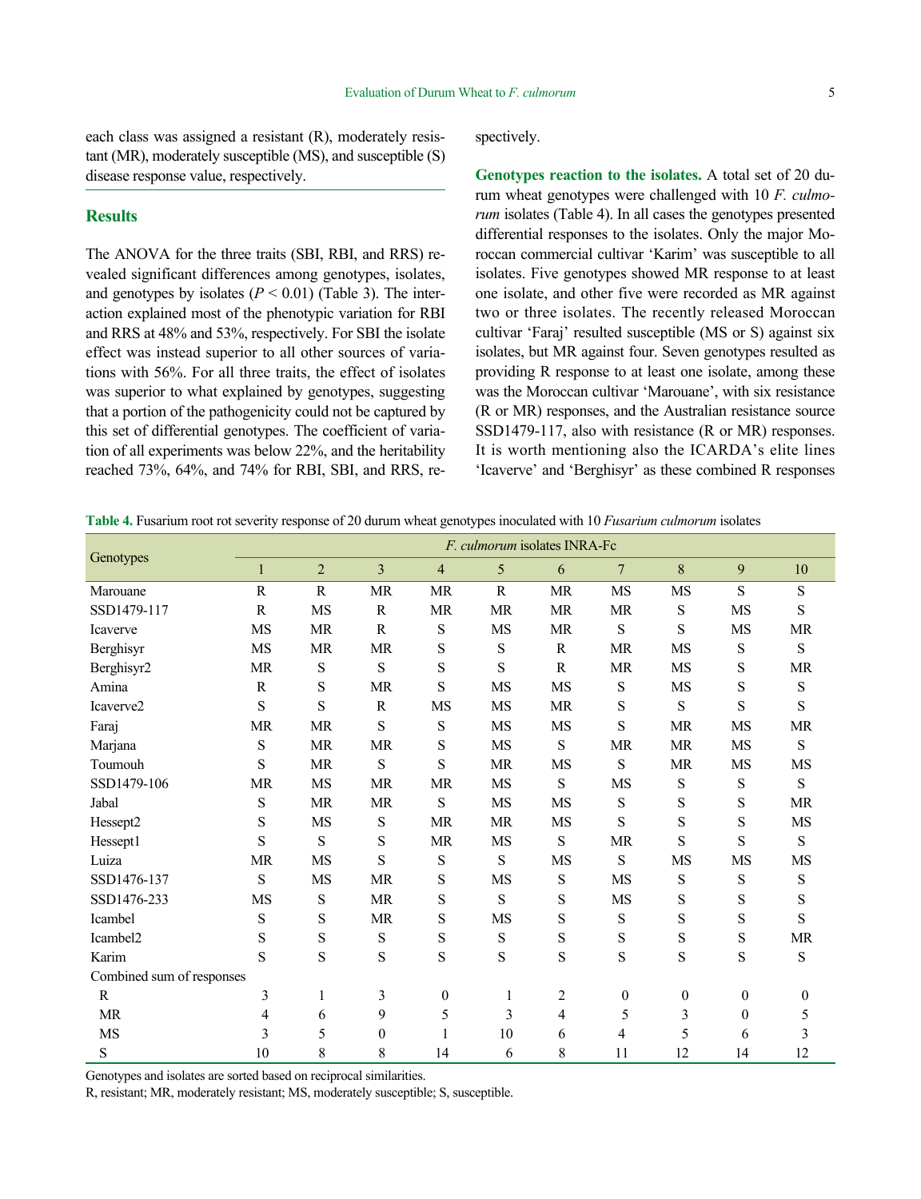each class was assigned a resistant (R), moderately resistant (MR), moderately susceptible (MS), and susceptible (S) disease response value, respectively.

## Results

The ANOVA for the three traits (SBI, RBI, and RRS) revealed significant differences among genotypes, isolates, and genotypes by isolates ($P < 0.01$) (Table 3). The interaction explained most of the phenotypic variation for RBI and RRS at 48% and 53%, respectively. For SBI the isolate effect was instead superior to all other sources of variations with 56%. For all three traits, the effect of isolates was superior to what explained by genotypes, suggesting that a portion of the pathogenicity could not be captured by this set of differential genotypes. The coefficient of variation of all experiments was below 22%, and the heritability reached 73%, 64%, and 74% for RBI, SBI, and RRS, respectively.

**Genotypes reaction to the isolates.** A total set of 20 durum wheat genotypes were challenged with 10 *F. culmorum* isolates (Table 4). In all cases the genotypes presented differential responses to the isolates. Only the major Moroccan commercial cultivar 'Karim' was susceptible to all isolates. Five genotypes showed MR response to at least one isolate, and other five were recorded as MR against two or three isolates. The recently released Moroccan cultivar 'Faraj' resulted susceptible (MS or S) against six isolates, but MR against four. Seven genotypes resulted as providing R response to at least one isolate, among these was the Moroccan cultivar 'Marouane', with six resistance (R or MR) responses, and the Australian resistance source SSD1479-117, also with resistance (R or MR) responses. It is worth mentioning also the ICARDA's elite lines 'Icaverve' and 'Berghisyr' as these combined R responses

**Table 4.** Fusarium root rot severity response of 20 durum wheat genotypes inoculated with 10 *Fusarium culmorum* isolates

| Genotypes | *F. culmorum* isolates INRA-Fc | | | | | | | | | |
|---|---|---|---|---|---|---|---|---|---|---|
| | 1 | 2 | 3 | 4 | 5 | 6 | 7 | 8 | 9 | 10 |
| Marouane | R | R | MR | MR | R | MR | MS | MS | S | S |
| SSD1479-117 | R | MS | R | MR | MR | MR | MR | S | MS | S |
| Icaverve | MS | MR | R | MR | MS | MR | S | S | MS | MR |
| Berghisyr | MS | MR | MR | S | S | R | MR | MS | S | S |
| Berghisyr2 | MR | S | S | S | S | R | MR | MS | S | MR |
| Amina | R | S | MR | S | MS | MS | S | MS | S | S |
| Icaverve2 | S | S | R | MS | MS | MR | S | S | S | S |
| Faraj | MR | MR | S | S | MS | MS | S | MR | MS | MR |
| Marjana | S | MR | MR | S | MS | S | MR | MR | MS | S |
| Toumouh | S | MR | S | S | MR | MS | S | MR | MS | MS |
| SSD1479-106 | MR | MS | MR | MR | MS | S | MS | S | S | S |
| Jabal | S | MR | MR | S | MS | MS | S | S | S | MR |
| Hessept2 | S | MS | S | MR | MR | MS | S | S | S | MS |
| Hessept1 | S | S | S | MR | MS | S | MR | S | S | S |
| Luiza | MR | MS | S | S | S | MS | S | MS | MS | MS |
| SSD1476-137 | S | MS | MR | S | MS | S | MS | S | S | S |
| SSD1476-233 | MS | S | MR | S | S | S | MS | S | S | S |
| Icambel | S | S | MR | S | MS | S | S | S | S | S |
| Icambel2 | S | S | S | S | S | S | S | S | S | MR |
| Karim | S | S | S | S | S | S | S | S | S | S |
| Combined sum of responses | | | | | | | | | | |
| R | 3 | 1 | 3 | 0 | 1 | 2 | 0 | 0 | 0 | 0 |
| MR | 4 | 6 | 9 | 5 | 3 | 4 | 5 | 3 | 0 | 5 |
| MS | 3 | 5 | 0 | 1 | 10 | 6 | 4 | 5 | 6 | 3 |
| S | 10 | 8 | 8 | 14 | 6 | 8 | 11 | 12 | 14 | 12 |

Genotypes and isolates are sorted based on reciprocal similarities.
R, resistant; MR, moderately resistant; MS, moderately susceptible; S, susceptible.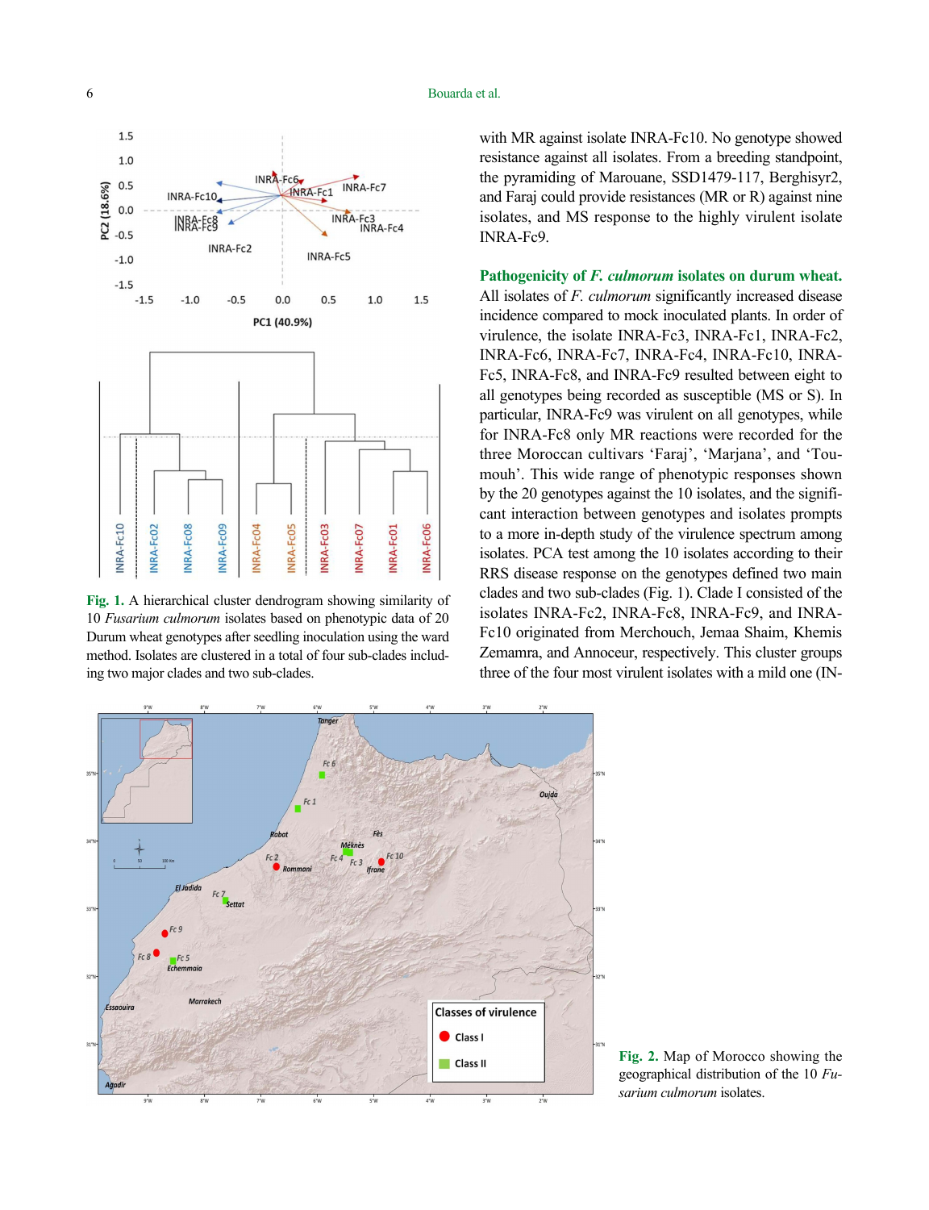Fig. 1. A hierarchical cluster dendrogram showing similarity of 10 *Fusarium culmorum* isolates based on phenotypic data of 20 Durum wheat genotypes after seedling inoculation using the ward method. Isolates are clustered in a total of four sub-clades including two major clades and two sub-clades.

with MR against isolate INRA-Fc10. No genotype showed resistance against all isolates. From a breeding standpoint, the pyramiding of Marouane, SSD1479-117, Berghisyr2, and Faraj could provide resistances (MR or R) against nine isolates, and MS response to the highly virulent isolate INRA-Fc9.

**Pathogenicity of *F. culmorum* isolates on durum wheat.** All isolates of *F. culmorum* significantly increased disease incidence compared to mock inoculated plants. In order of virulence, the isolate INRA-Fc3, INRA-Fc1, INRA-Fc2, INRA-Fc6, INRA-Fc7, INRA-Fc4, INRA-Fc10, INRA-Fc5, INRA-Fc8, and INRA-Fc9 resulted between eight to all genotypes being recorded as susceptible (MS or S). In particular, INRA-Fc9 was virulent on all genotypes, while for INRA-Fc8 only MR reactions were recorded for the three Moroccan cultivars 'Faraj', 'Marjana', and 'Toumouh'. This wide range of phenotypic responses shown by the 20 genotypes against the 10 isolates, and the significant interaction between genotypes and isolates prompts to a more in-depth study of the virulence spectrum among isolates. PCA test among the 10 isolates according to their RRS disease response on the genotypes defined two main clades and two sub-clades (Fig. 1). Clade I consisted of the isolates INRA-Fc2, INRA-Fc8, INRA-Fc9, and INRA-Fc10 originated from Merchouch, Jemaa Shaim, Khemis Zemamra, and Annoceur, respectively. This cluster groups three of the four most virulent isolates with a mild one (IN-

Fig. 2. Map of Morocco showing the geographical distribution of the 10 *Fusarium culmorum* isolates.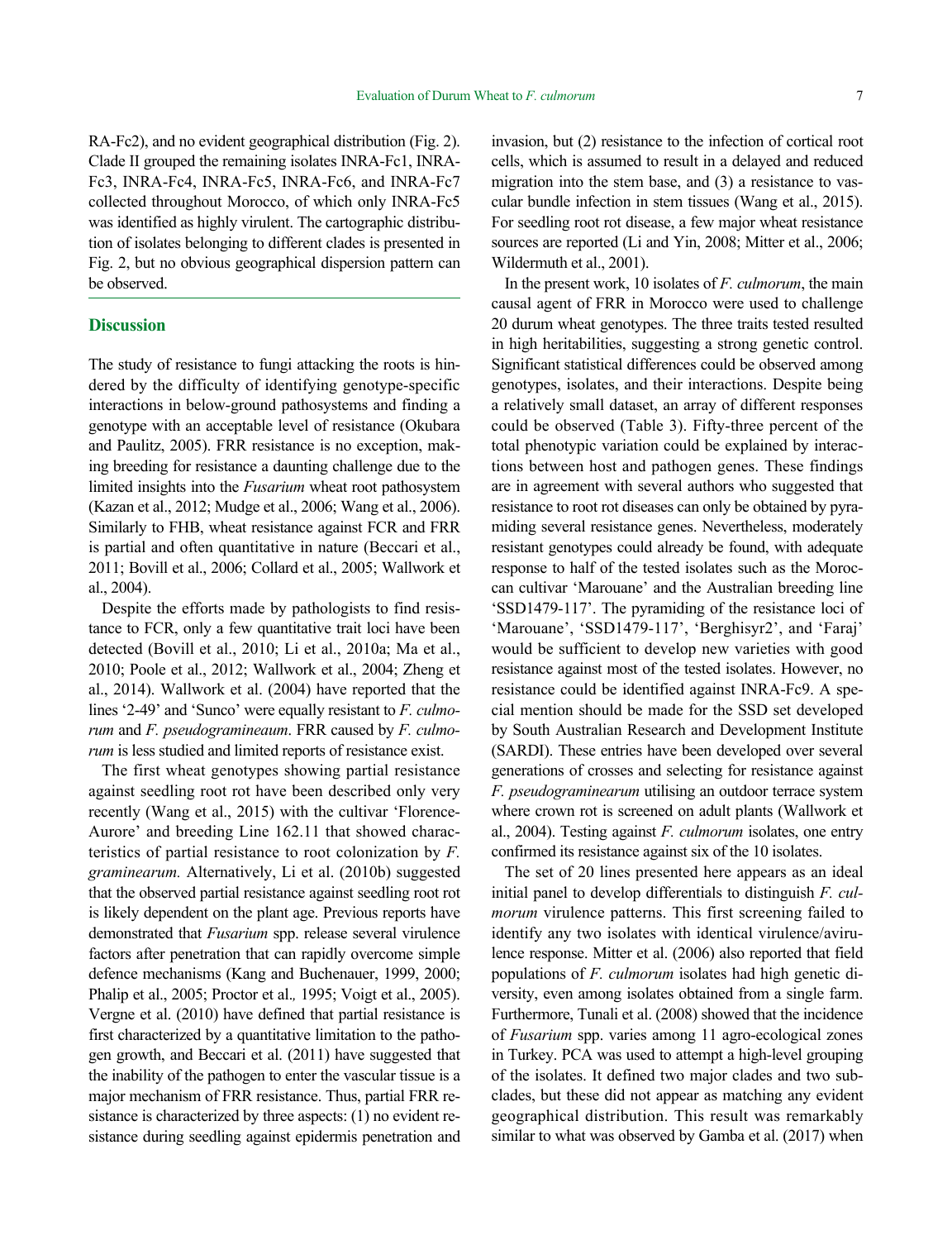RA-Fc2), and no evident geographical distribution (Fig. 2). Clade II grouped the remaining isolates INRA-Fc1, INRA-Fc3, INRA-Fc4, INRA-Fc5, INRA-Fc6, and INRA-Fc7 collected throughout Morocco, of which only INRA-Fc5 was identified as highly virulent. The cartographic distribution of isolates belonging to different clades is presented in Fig. 2, but no obvious geographical dispersion pattern can be observed.

## Discussion

The study of resistance to fungi attacking the roots is hindered by the difficulty of identifying genotype-specific interactions in below-ground pathosystems and finding a genotype with an acceptable level of resistance (Okubara and Paulitz, 2005). FRR resistance is no exception, making breeding for resistance a daunting challenge due to the limited insights into the *Fusarium* wheat root pathosystem (Kazan et al., 2012; Mudge et al., 2006; Wang et al., 2006). Similarly to FHB, wheat resistance against FCR and FRR is partial and often quantitative in nature (Beccari et al., 2011; Bovill et al., 2006; Collard et al., 2005; Wallwork et al., 2004).

Despite the efforts made by pathologists to find resistance to FCR, only a few quantitative trait loci have been detected (Bovill et al., 2010; Li et al., 2010a; Ma et al., 2010; Poole et al., 2012; Wallwork et al., 2004; Zheng et al., 2014). Wallwork et al. (2004) have reported that the lines '2-49' and 'Sunco' were equally resistant to *F. culmorum* and *F. pseudograminearum*. FRR caused by *F. culmorum* is less studied and limited reports of resistance exist.

The first wheat genotypes showing partial resistance against seedling root rot have been described only very recently (Wang et al., 2015) with the cultivar 'Florence-Aurore' and breeding Line 162.11 that showed characteristics of partial resistance to root colonization by *F. graminearum.* Alternatively, Li et al. (2010b) suggested that the observed partial resistance against seedling root rot is likely dependent on the plant age. Previous reports have demonstrated that *Fusarium* spp. release several virulence factors after penetration that can rapidly overcome simple defence mechanisms (Kang and Buchenauer, 1999, 2000; Phalip et al., 2005; Proctor et al., 1995; Voigt et al., 2005). Vergne et al. (2010) have defined that partial resistance is first characterized by a quantitative limitation to the pathogen growth, and Beccari et al. (2011) have suggested that the inability of the pathogen to enter the vascular tissue is a major mechanism of FRR resistance. Thus, partial FRR resistance is characterized by three aspects: (1) no evident resistance during seedling against epidermis penetration and invasion, but (2) resistance to the infection of cortical root cells, which is assumed to result in a delayed and reduced migration into the stem base, and (3) a resistance to vascular bundle infection in stem tissues (Wang et al., 2015). For seedling root rot disease, a few major wheat resistance sources are reported (Li and Yin, 2008; Mitter et al., 2006; Wildermuth et al., 2001).

In the present work, 10 isolates of *F. culmorum*, the main causal agent of FRR in Morocco were used to challenge 20 durum wheat genotypes. The three traits tested resulted in high heritabilities, suggesting a strong genetic control. Significant statistical differences could be observed among genotypes, isolates, and their interactions. Despite being a relatively small dataset, an array of different responses could be observed (Table 3). Fifty-three percent of the total phenotypic variation could be explained by interactions between host and pathogen genes. These findings are in agreement with several authors who suggested that resistance to root rot diseases can only be obtained by pyramiding several resistance genes. Nevertheless, moderately resistant genotypes could already be found, with adequate response to half of the tested isolates such as the Moroccan cultivar 'Marouane' and the Australian breeding line 'SSD1479-117'. The pyramiding of the resistance loci of 'Marouane', 'SSD1479-117', 'Berghisyr2', and 'Faraj' would be sufficient to develop new varieties with good resistance against most of the tested isolates. However, no resistance could be identified against INRA-Fc9. A special mention should be made for the SSD set developed by South Australian Research and Development Institute (SARDI). These entries have been developed over several generations of crosses and selecting for resistance against *F. pseudograminearum* utilising an outdoor terrace system where crown rot is screened on adult plants (Wallwork et al., 2004). Testing against *F. culmorum* isolates, one entry confirmed its resistance against six of the 10 isolates.

The set of 20 lines presented here appears as an ideal initial panel to develop differentials to distinguish *F. culmorum* virulence patterns. This first screening failed to identify any two isolates with identical virulence/avirulence response. Mitter et al. (2006) also reported that field populations of *F. culmorum* isolates had high genetic diversity, even among isolates obtained from a single farm. Furthermore, Tunali et al. (2008) showed that the incidence of *Fusarium* spp. varies among 11 agro-ecological zones in Turkey. PCA was used to attempt a high-level grouping of the isolates. It defined two major clades and two subclades, but these did not appear as matching any evident geographical distribution. This result was remarkably similar to what was observed by Gamba et al. (2017) when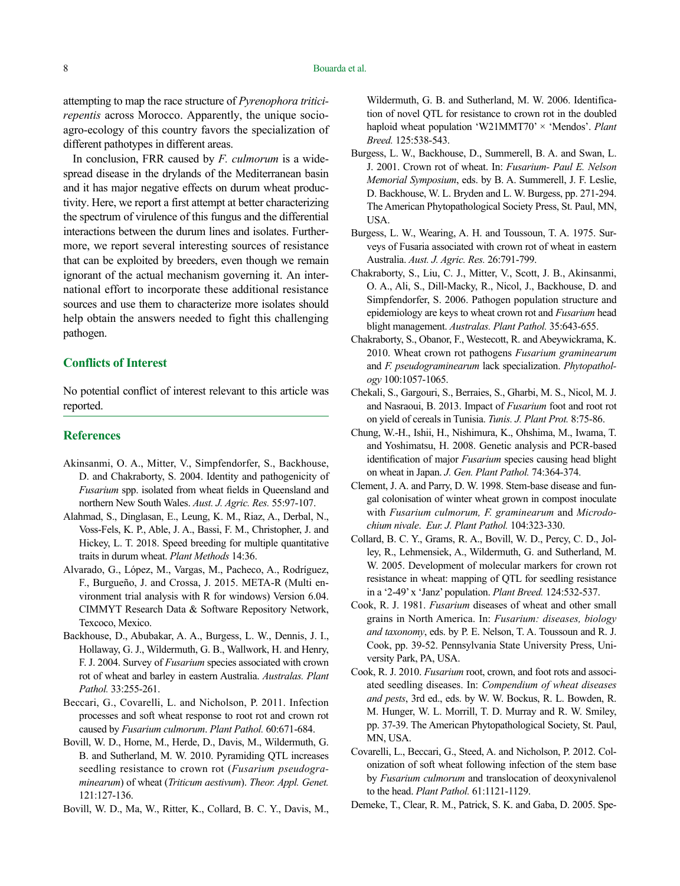attempting to map the race structure of *Pyrenophora tritici-repentis* across Morocco. Apparently, the unique socio-agro-ecology of this country favors the specialization of different pathotypes in different areas.

In conclusion, FRR caused by *F. culmorum* is a widespread disease in the drylands of the Mediterranean basin and it has major negative effects on durum wheat productivity. Here, we report a first attempt at better characterizing the spectrum of virulence of this fungus and the differential interactions between the durum lines and isolates. Furthermore, we report several interesting sources of resistance that can be exploited by breeders, even though we remain ignorant of the actual mechanism governing it. An international effort to incorporate these additional resistance sources and use them to characterize more isolates should help obtain the answers needed to fight this challenging pathogen.

## Conflicts of Interest

No potential conflict of interest relevant to this article was reported.

## References

Akinsanmi, O. A., Mitter, V., Simpfendorfer, S., Backhouse, D. and Chakraborty, S. 2004. Identity and pathogenicity of *Fusarium* spp. isolated from wheat fields in Queensland and northern New South Wales. *Aust. J. Agric. Res.* 55:97-107.

Alahmad, S., Dinglasan, E., Leung, K. M., Riaz, A., Derbal, N., Voss-Fels, K. P., Able, J. A., Bassi, F. M., Christopher, J. and Hickey, L. T. 2018. Speed breeding for multiple quantitative traits in durum wheat. *Plant Methods* 14:36.

Alvarado, G., López, M., Vargas, M., Pacheco, A., Rodríguez, F., Burgueño, J. and Crossa, J. 2015. META-R (Multi environment trial analysis with R for windows) Version 6.04. CIMMYT Research Data & Software Repository Network, Texcoco, Mexico.

Backhouse, D., Abubakar, A. A., Burgess, L. W., Dennis, J. I., Hollaway, G. J., Wildermuth, G. B., Wallwork, H. and Henry, F. J. 2004. Survey of *Fusarium* species associated with crown rot of wheat and barley in eastern Australia. *Australas. Plant Pathol.* 33:255-261.

Beccari, G., Covarelli, L. and Nicholson, P. 2011. Infection processes and soft wheat response to root rot and crown rot caused by *Fusarium culmorum*. *Plant Pathol.* 60:671-684.

Bovill, W. D., Horne, M., Herde, D., Davis, M., Wildermuth, G. B. and Sutherland, M. W. 2010. Pyramiding QTL increases seedling resistance to crown rot (*Fusarium pseudograminearum*) of wheat (*Triticum aestivum*). *Theor. Appl. Genet.* 121:127-136.

Bovill, W. D., Ma, W., Ritter, K., Collard, B. C. Y., Davis, M., Wildermuth, G. B. and Sutherland, M. W. 2006. Identification of novel QTL for resistance to crown rot in the doubled haploid wheat population 'W21MMT70' × 'Mendos'. *Plant Breed.* 125:538-543.

Burgess, L. W., Backhouse, D., Summerell, B. A. and Swan, L. J. 2001. Crown rot of wheat. In: *Fusarium- Paul E. Nelson Memorial Symposium*, eds. by B. A. Summerell, J. F. Leslie, D. Backhouse, W. L. Bryden and L. W. Burgess, pp. 271-294. The American Phytopathological Society Press, St. Paul, MN, USA.

Burgess, L. W., Wearing, A. H. and Toussoun, T. A. 1975. Surveys of Fusaria associated with crown rot of wheat in eastern Australia. *Aust. J. Agric. Res.* 26:791-799.

Chakraborty, S., Liu, C. J., Mitter, V., Scott, J. B., Akinsanmi, O. A., Ali, S., Dill-Macky, R., Nicol, J., Backhouse, D. and Simpfendorfer, S. 2006. Pathogen population structure and epidemiology are keys to wheat crown rot and *Fusarium* head blight management. *Australas. Plant Pathol.* 35:643-655.

Chakraborty, S., Obanor, F., Westecott, R. and Abeywickrama, K. 2010. Wheat crown rot pathogens *Fusarium graminearum* and *F. pseudograminearum* lack specialization. *Phytopathology* 100:1057-1065.

Chekali, S., Gargouri, S., Berraies, S., Gharbi, M. S., Nicol, M. J. and Nasraoui, B. 2013. Impact of *Fusarium* foot and root rot on yield of cereals in Tunisia. *Tunis. J. Plant Prot.* 8:75-86.

Chung, W.-H., Ishii, H., Nishimura, K., Ohshima, M., Iwama, T. and Yoshimatsu, H. 2008. Genetic analysis and PCR-based identification of major *Fusarium* species causing head blight on wheat in Japan. *J. Gen. Plant Pathol.* 74:364-374.

Clement, J. A. and Parry, D. W. 1998. Stem-base disease and fungal colonisation of winter wheat grown in compost inoculate with *Fusarium culmorum, F. graminearum* and *Microdochium nivale*. *Eur. J. Plant Pathol.* 104:323-330.

Collard, B. C. Y., Grams, R. A., Bovill, W. D., Percy, C. D., Jolley, R., Lehmensiek, A., Wildermuth, G. and Sutherland, M. W. 2005. Development of molecular markers for crown rot resistance in wheat: mapping of QTL for seedling resistance in a '2-49' x 'Janz' population. *Plant Breed.* 124:532-537.

Cook, R. J. 1981. *Fusarium* diseases of wheat and other small grains in North America. In: *Fusarium: diseases, biology and taxonomy*, eds. by P. E. Nelson, T. A. Toussoun and R. J. Cook, pp. 39-52. Pennsylvania State University Press, University Park, PA, USA.

Cook, R. J. 2010. *Fusarium* root, crown, and foot rots and associated seedling diseases. In: *Compendium of wheat diseases and pests*, 3rd ed., eds. by W. W. Bockus, R. L. Bowden, R. M. Hunger, W. L. Morrill, T. D. Murray and R. W. Smiley, pp. 37-39. The American Phytopathological Society, St. Paul, MN, USA.

Covarelli, L., Beccari, G., Steed, A. and Nicholson, P. 2012. Colonization of soft wheat following infection of the stem base by *Fusarium culmorum* and translocation of deoxynivalenol to the head. *Plant Pathol.* 61:1121-1129.

Demeke, T., Clear, R. M., Patrick, S. K. and Gaba, D. 2005. Spe-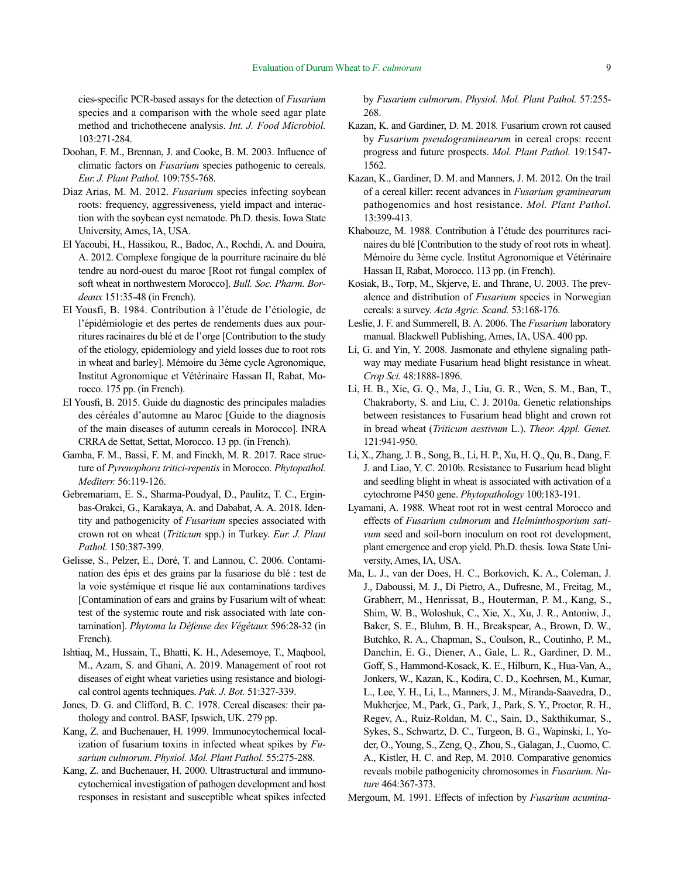cies-specific PCR-based assays for the detection of *Fusarium* species and a comparison with the whole seed agar plate method and trichothecene analysis. *Int. J. Food Microbiol.* 103:271-284.

Doohan, F. M., Brennan, J. and Cooke, B. M. 2003. Influence of climatic factors on *Fusarium* species pathogenic to cereals. *Eur. J. Plant Pathol.* 109:755-768.

Diaz Arias, M. M. 2012. *Fusarium* species infecting soybean roots: frequency, aggressiveness, yield impact and interaction with the soybean cyst nematode. Ph.D. thesis. Iowa State University, Ames, IA, USA.

El Yacoubi, H., Hassikou, R., Badoc, A., Rochdi, A. and Douira, A. 2012. Complexe fongique de la pourriture racinaire du blé tendre au nord-ouest du maroc [Root rot fungal complex of soft wheat in northwestern Morocco]. *Bull. Soc. Pharm. Bordeaux* 151:35-48 (in French).

El Yousfi, B. 1984. Contribution à l'étude de l'étiologie, de l'épidémiologie et des pertes de rendements dues aux pourritures racinaires du blé et de l'orge [Contribution to the study of the etiology, epidemiology and yield losses due to root rots in wheat and barley]. Mémoire du 3ème cycle Agronomique, Institut Agronomique et Vétérinaire Hassan II, Rabat, Morocco. 175 pp. (in French).

El Yousfi, B. 2015. Guide du diagnostic des principales maladies des céréales d'automne au Maroc [Guide to the diagnosis of the main diseases of autumn cereals in Morocco]. INRA CRRA de Settat, Settat, Morocco. 13 pp. (in French).

Gamba, F. M., Bassi, F. M. and Finckh, M. R. 2017. Race structure of *Pyrenophora tritici-repentis* in Morocco. *Phytopathol. Mediterr.* 56:119-126.

Gebremariam, E. S., Sharma-Poudyal, D., Paulitz, T. C., Erginbas-Orakci, G., Karakaya, A. and Dababat, A. A. 2018. Identity and pathogenicity of *Fusarium* species associated with crown rot on wheat (*Triticum* spp.) in Turkey. *Eur. J. Plant Pathol.* 150:387-399.

Gelisse, S., Pelzer, E., Doré, T. and Lannou, C. 2006. Contamination des épis et des grains par la fusariose du blé : test de la voie systémique et risque lié aux contaminations tardives [Contamination of ears and grains by Fusarium wilt of wheat: test of the systemic route and risk associated with late contamination]. *Phytoma la Défense des Végétaux* 596:28-32 (in French).

Ishtiaq, M., Hussain, T., Bhatti, K. H., Adesemoye, T., Maqbool, M., Azam, S. and Ghani, A. 2019. Management of root rot diseases of eight wheat varieties using resistance and biological control agents techniques. *Pak. J. Bot.* 51:327-339.

Jones, D. G. and Clifford, B. C. 1978. Cereal diseases: their pathology and control. BASF, Ipswich, UK. 279 pp.

Kang, Z. and Buchenauer, H. 1999. Immunocytochemical localization of fusarium toxins in infected wheat spikes by *Fusarium culmorum*. *Physiol. Mol. Plant Pathol.* 55:275-288.

Kang, Z. and Buchenauer, H. 2000. Ultrastructural and immunocytochemical investigation of pathogen development and host responses in resistant and susceptible wheat spikes infected by *Fusarium culmorum*. *Physiol. Mol. Plant Pathol.* 57:255-268.

Kazan, K. and Gardiner, D. M. 2018. Fusarium crown rot caused by *Fusarium pseudograminearum* in cereal crops: recent progress and future prospects. *Mol. Plant Pathol.* 19:1547-1562.

Kazan, K., Gardiner, D. M. and Manners, J. M. 2012. On the trail of a cereal killer: recent advances in *Fusarium graminearum* pathogenomics and host resistance. *Mol. Plant Pathol.* 13:399-413.

Khabouze, M. 1988. Contribution à l'étude des pourritures racinaires du blé [Contribution to the study of root rots in wheat]. Mémoire du 3ème cycle. Institut Agronomique et Vétérinaire Hassan II, Rabat, Morocco. 113 pp. (in French).

Kosiak, B., Torp, M., Skjerve, E. and Thrane, U. 2003. The prevalence and distribution of *Fusarium* species in Norwegian cereals: a survey. *Acta Agric. Scand.* 53:168-176.

Leslie, J. F. and Summerell, B. A. 2006. The *Fusarium* laboratory manual. Blackwell Publishing, Ames, IA, USA. 400 pp.

Li, G. and Yin, Y. 2008. Jasmonate and ethylene signaling pathway may mediate Fusarium head blight resistance in wheat. *Crop Sci.* 48:1888-1896.

Li, H. B., Xie, G. Q., Ma, J., Liu, G. R., Wen, S. M., Ban, T., Chakraborty, S. and Liu, C. J. 2010a. Genetic relationships between resistances to Fusarium head blight and crown rot in bread wheat (*Triticum aestivum* L.). *Theor. Appl. Genet.* 121:941-950.

Li, X., Zhang, J. B., Song, B., Li, H. P., Xu, H. Q., Qu, B., Dang, F. J. and Liao, Y. C. 2010b. Resistance to Fusarium head blight and seedling blight in wheat is associated with activation of a cytochrome P450 gene. *Phytopathology* 100:183-191.

Lyamani, A. 1988. Wheat root rot in west central Morocco and effects of *Fusarium culmorum* and *Helminthosporium sativum* seed and soil-born inoculum on root rot development, plant emergence and crop yield. Ph.D. thesis. Iowa State University, Ames, IA, USA.

Ma, L. J., van der Does, H. C., Borkovich, K. A., Coleman, J. J., Daboussi, M. J., Di Pietro, A., Dufresne, M., Freitag, M., Grabherr, M., Henrissat, B., Houterman, P. M., Kang, S., Shim, W. B., Woloshuk, C., Xie, X., Xu, J. R., Antoniw, J., Baker, S. E., Bluhm, B. H., Breakspear, A., Brown, D. W., Butchko, R. A., Chapman, S., Coulson, R., Coutinho, P. M., Danchin, E. G., Diener, A., Gale, L. R., Gardiner, D. M., Goff, S., Hammond-Kosack, K. E., Hilburn, K., Hua-Van, A., Jonkers, W., Kazan, K., Kodira, C. D., Koehrsen, M., Kumar, L., Lee, Y. H., Li, L., Manners, J. M., Miranda-Saavedra, D., Mukherjee, M., Park, G., Park, J., Park, S. Y., Proctor, R. H., Regev, A., Ruiz-Roldan, M. C., Sain, D., Sakthikumar, S., Sykes, S., Schwartz, D. C., Turgeon, B. G., Wapinski, I., Yoder, O., Young, S., Zeng, Q., Zhou, S., Galagan, J., Cuomo, C. A., Kistler, H. C. and Rep, M. 2010. Comparative genomics reveals mobile pathogenicity chromosomes in *Fusarium*. *Nature* 464:367-373.

Mergoum, M. 1991. Effects of infection by *Fusarium acumina-*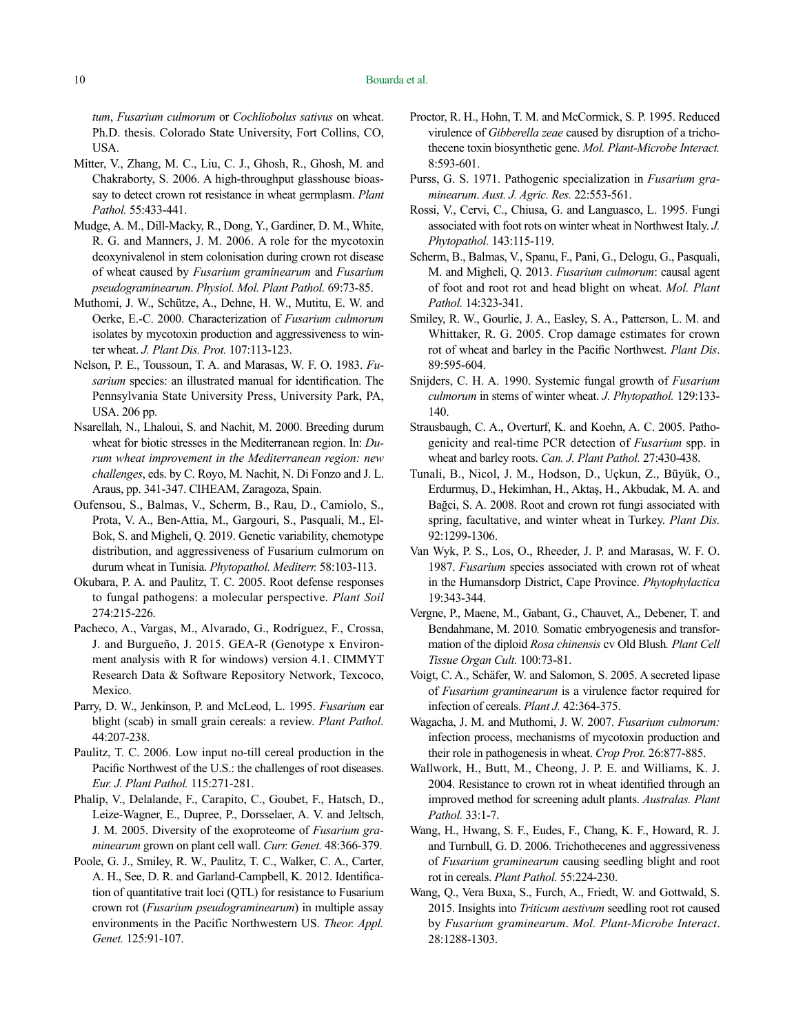*tum*, *Fusarium culmorum* or *Cochliobolus sativus* on wheat. Ph.D. thesis. Colorado State University, Fort Collins, CO, USA.

Mitter, V., Zhang, M. C., Liu, C. J., Ghosh, R., Ghosh, M. and Chakraborty, S. 2006. A high-throughput glasshouse bioassay to detect crown rot resistance in wheat germplasm. *Plant Pathol.* 55:433-441.

Mudge, A. M., Dill-Macky, R., Dong, Y., Gardiner, D. M., White, R. G. and Manners, J. M. 2006. A role for the mycotoxin deoxynivalenol in stem colonisation during crown rot disease of wheat caused by *Fusarium graminearum* and *Fusarium pseudograminearum*. *Physiol. Mol. Plant Pathol.* 69:73-85.

Muthomi, J. W., Schütze, A., Dehne, H. W., Mutitu, E. W. and Oerke, E.-C. 2000. Characterization of *Fusarium culmorum* isolates by mycotoxin production and aggressiveness to winter wheat. *J. Plant Dis. Prot.* 107:113-123.

Nelson, P. E., Toussoun, T. A. and Marasas, W. F. O. 1983. *Fusarium* species: an illustrated manual for identification. The Pennsylvania State University Press, University Park, PA, USA. 206 pp.

Nsarellah, N., Lhaloui, S. and Nachit, M. 2000. Breeding durum wheat for biotic stresses in the Mediterranean region. In: *Durum wheat improvement in the Mediterranean region: new challenges*, eds. by C. Royo, M. Nachit, N. Di Fonzo and J. L. Araus, pp. 341-347. CIHEAM, Zaragoza, Spain.

Oufensou, S., Balmas, V., Scherm, B., Rau, D., Camiolo, S., Prota, V. A., Ben-Attia, M., Gargouri, S., Pasquali, M., El-Bok, S. and Migheli, Q. 2019. Genetic variability, chemotype distribution, and aggressiveness of Fusarium culmorum on durum wheat in Tunisia. *Phytopathol. Mediterr.* 58:103-113.

Okubara, P. A. and Paulitz, T. C. 2005. Root defense responses to fungal pathogens: a molecular perspective. *Plant Soil* 274:215-226.

Pacheco, A., Vargas, M., Alvarado, G., Rodríguez, F., Crossa, J. and Burgueño, J. 2015. GEA-R (Genotype x Environment analysis with R for windows) version 4.1. CIMMYT Research Data & Software Repository Network, Texcoco, Mexico.

Parry, D. W., Jenkinson, P. and McLeod, L. 1995. *Fusarium* ear blight (scab) in small grain cereals: a review. *Plant Pathol.* 44:207-238.

Paulitz, T. C. 2006. Low input no-till cereal production in the Pacific Northwest of the U.S.: the challenges of root diseases. *Eur. J. Plant Pathol.* 115:271-281.

Phalip, V., Delalande, F., Carapito, C., Goubet, F., Hatsch, D., Leize-Wagner, E., Dupree, P., Dorsselaer, A. V. and Jeltsch, J. M. 2005. Diversity of the exoproteome of *Fusarium graminearum* grown on plant cell wall. *Curr. Genet.* 48:366-379.

Poole, G. J., Smiley, R. W., Paulitz, T. C., Walker, C. A., Carter, A. H., See, D. R. and Garland-Campbell, K. 2012. Identification of quantitative trait loci (QTL) for resistance to Fusarium crown rot (*Fusarium pseudograminearum*) in multiple assay environments in the Pacific Northwestern US. *Theor. Appl. Genet.* 125:91-107.

Proctor, R. H., Hohn, T. M. and McCormick, S. P. 1995. Reduced virulence of *Gibberella zeae* caused by disruption of a trichothecene toxin biosynthetic gene. *Mol. Plant-Microbe Interact.* 8:593-601.

Purss, G. S. 1971. Pathogenic specialization in *Fusarium graminearum*. *Aust. J. Agric. Res.* 22:553-561.

Rossi, V., Cervi, C., Chiusa, G. and Languasco, L. 1995. Fungi associated with foot rots on winter wheat in Northwest Italy. *J. Phytopathol.* 143:115-119.

Scherm, B., Balmas, V., Spanu, F., Pani, G., Delogu, G., Pasquali, M. and Migheli, Q. 2013. *Fusarium culmorum*: causal agent of foot and root rot and head blight on wheat. *Mol. Plant Pathol.* 14:323-341.

Smiley, R. W., Gourlie, J. A., Easley, S. A., Patterson, L. M. and Whittaker, R. G. 2005. Crop damage estimates for crown rot of wheat and barley in the Pacific Northwest. *Plant Dis*. 89:595-604.

Snijders, C. H. A. 1990. Systemic fungal growth of *Fusarium culmorum* in stems of winter wheat. *J. Phytopathol.* 129:133-140.

Strausbaugh, C. A., Overturf, K. and Koehn, A. C. 2005. Pathogenicity and real-time PCR detection of *Fusarium* spp. in wheat and barley roots. *Can. J. Plant Pathol.* 27:430-438.

Tunali, B., Nicol, J. M., Hodson, D., Uçkun, Z., Büyük, O., Erdurmuş, D., Hekimhan, H., Aktaş, H., Akbudak, M. A. and Bağci, S. A. 2008. Root and crown rot fungi associated with spring, facultative, and winter wheat in Turkey. *Plant Dis.* 92:1299-1306.

Van Wyk, P. S., Los, O., Rheeder, J. P. and Marasas, W. F. O. 1987. *Fusarium* species associated with crown rot of wheat in the Humansdorp District, Cape Province. *Phytophylactica* 19:343-344.

Vergne, P., Maene, M., Gabant, G., Chauvet, A., Debener, T. and Bendahmane, M. 2010*.* Somatic embryogenesis and transformation of the diploid *Rosa chinensis* cv Old Blush*. Plant Cell Tissue Organ Cult.* 100:73-81.

Voigt, C. A., Schäfer, W. and Salomon, S. 2005. A secreted lipase of *Fusarium graminearum* is a virulence factor required for infection of cereals. *Plant J.* 42:364-375.

Wagacha, J. M. and Muthomi, J. W. 2007. *Fusarium culmorum:* infection process, mechanisms of mycotoxin production and their role in pathogenesis in wheat. *Crop Prot.* 26:877-885.

Wallwork, H., Butt, M., Cheong, J. P. E. and Williams, K. J. 2004. Resistance to crown rot in wheat identified through an improved method for screening adult plants. *Australas. Plant Pathol.* 33:1-7.

Wang, H., Hwang, S. F., Eudes, F., Chang, K. F., Howard, R. J. and Turnbull, G. D. 2006. Trichothecenes and aggressiveness of *Fusarium graminearum* causing seedling blight and root rot in cereals. *Plant Pathol.* 55:224-230.

Wang, Q., Vera Buxa, S., Furch, A., Friedt, W. and Gottwald, S. 2015. Insights into *Triticum aestivum* seedling root rot caused by *Fusarium graminearum*. *Mol. Plant-Microbe Interact*. 28:1288-1303.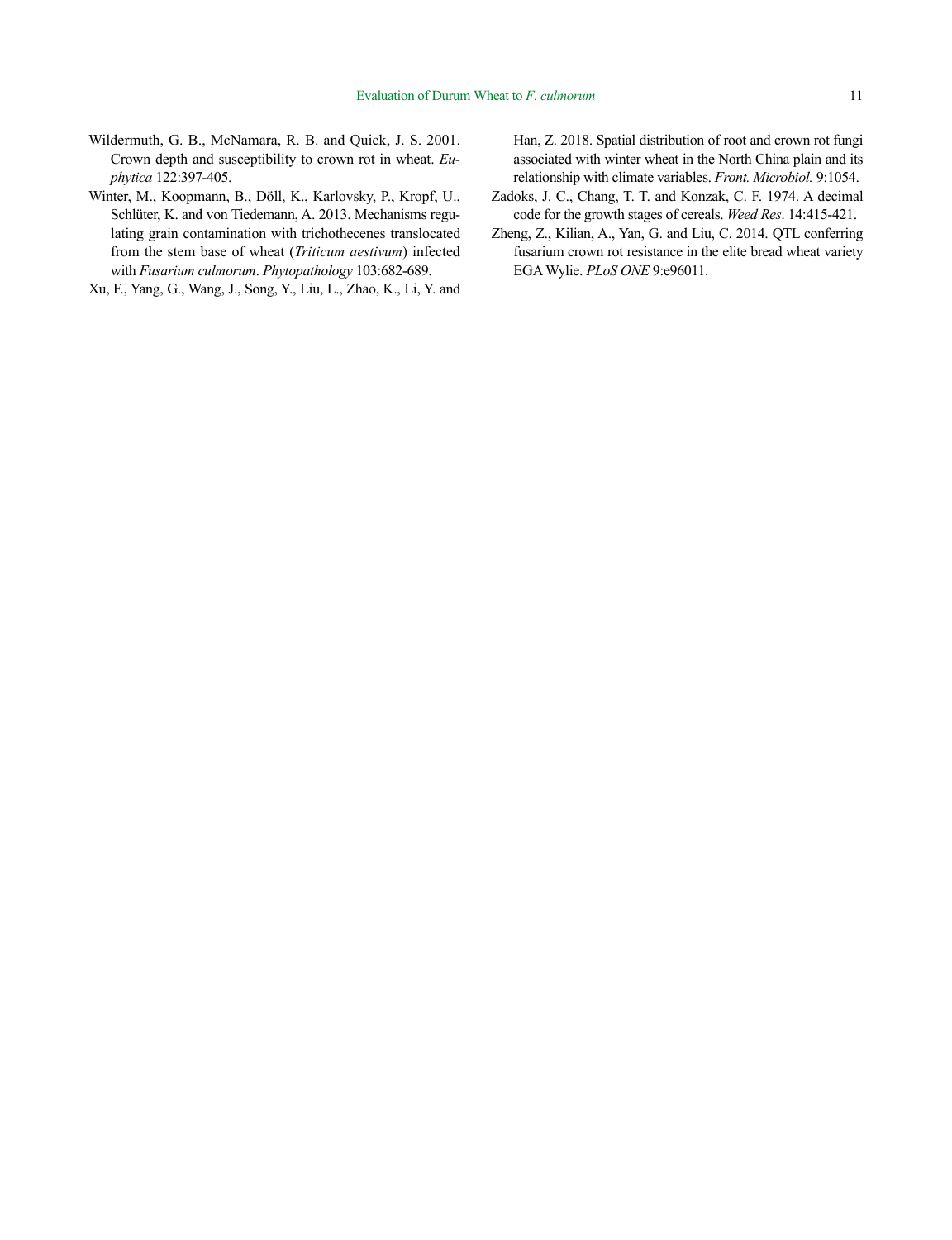Wildermuth, G. B., McNamara, R. B. and Quick, J. S. 2001. Crown depth and susceptibility to crown rot in wheat. *Euphytica* 122:397-405.

Winter, M., Koopmann, B., Döll, K., Karlovsky, P., Kropf, U., Schlüter, K. and von Tiedemann, A. 2013. Mechanisms regulating grain contamination with trichothecenes translocated from the stem base of wheat (*Triticum aestivum*) infected with *Fusarium culmorum*. *Phytopathology* 103:682-689.

Xu, F., Yang, G., Wang, J., Song, Y., Liu, L., Zhao, K., Li, Y. and Han, Z. 2018. Spatial distribution of root and crown rot fungi associated with winter wheat in the North China plain and its relationship with climate variables. *Front. Microbiol.* 9:1054.

Zadoks, J. C., Chang, T. T. and Konzak, C. F. 1974. A decimal code for the growth stages of cereals. *Weed Res*. 14:415-421.

Zheng, Z., Kilian, A., Yan, G. and Liu, C. 2014. QTL conferring fusarium crown rot resistance in the elite bread wheat variety EGA Wylie. *PLoS ONE* 9:e96011.